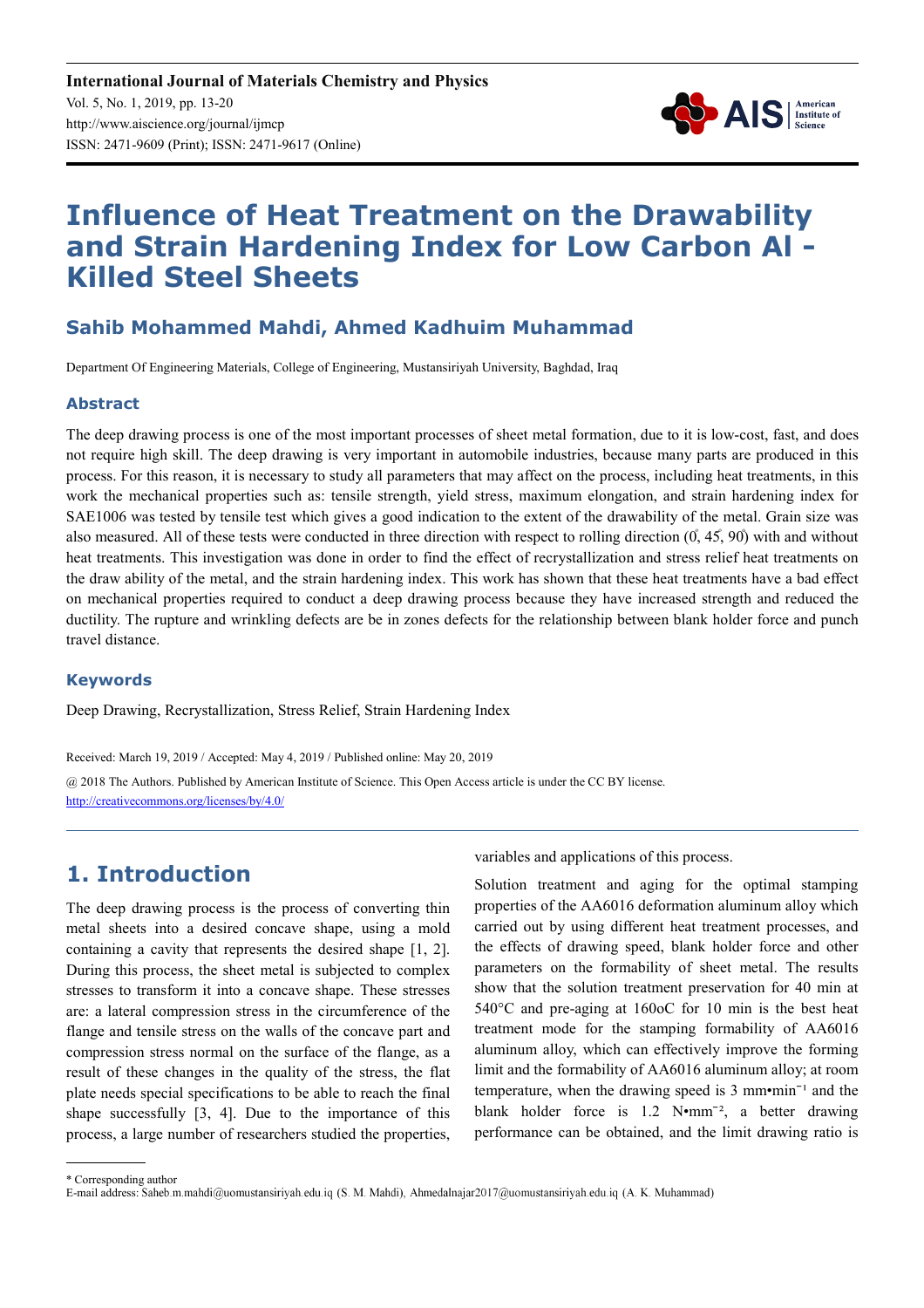International Journal of Materials Chemistry and Physics
Vol. 5, No. 1, 2019, pp. 13-20
http://www.aiscience.org/journal/ijmcp
ISSN: 2471-9609 (Print); ISSN: 2471-9617 (Online)

# Influence of Heat Treatment on the Drawability and Strain Hardening Index for Low Carbon Al - Killed Steel Sheets

## Sahib Mohammed Mahdi, Ahmed Kadhuim Muhammad

Department Of Engineering Materials, College of Engineering, Mustansiriyah University, Baghdad, Iraq

### Abstract

The deep drawing process is one of the most important processes of sheet metal formation, due to it is low-cost, fast, and does not require high skill. The deep drawing is very important in automobile industries, because many parts are produced in this process. For this reason, it is necessary to study all parameters that may affect on the process, including heat treatments, in this work the mechanical properties such as: tensile strength, yield stress, maximum elongation, and strain hardening index for SAE1006 was tested by tensile test which gives a good indication to the extent of the drawability of the metal. Grain size was also measured. All of these tests were conducted in three direction with respect to rolling direction (0°, 45°, 90°) with and without heat treatments. This investigation was done in order to find the effect of recrystallization and stress relief heat treatments on the draw ability of the metal, and the strain hardening index. This work has shown that these heat treatments have a bad effect on mechanical properties required to conduct a deep drawing process because they have increased strength and reduced the ductility. The rupture and wrinkling defects are be in zones defects for the relationship between blank holder force and punch travel distance.

### Keywords

Deep Drawing, Recrystallization, Stress Relief, Strain Hardening Index

Received: March 19, 2019 / Accepted: May 4, 2019 / Published online: May 20, 2019

@ 2018 The Authors. Published by American Institute of Science. This Open Access article is under the CC BY license. http://creativecommons.org/licenses/by/4.0/

## 1. Introduction

The deep drawing process is the process of converting thin metal sheets into a desired concave shape, using a mold containing a cavity that represents the desired shape [1, 2]. During this process, the sheet metal is subjected to complex stresses to transform it into a concave shape. These stresses are: a lateral compression stress in the circumference of the flange and tensile stress on the walls of the concave part and compression stress normal on the surface of the flange, as a result of these changes in the quality of the stress, the flat plate needs special specifications to be able to reach the final shape successfully [3, 4]. Due to the importance of this process, a large number of researchers studied the properties, variables and applications of this process.

Solution treatment and aging for the optimal stamping properties of the AA6016 deformation aluminum alloy which carried out by using different heat treatment processes, and the effects of drawing speed, blank holder force and other parameters on the formability of sheet metal. The results show that the solution treatment preservation for 40 min at 540°C and pre-aging at 160oC for 10 min is the best heat treatment mode for the stamping formability of AA6016 aluminum alloy, which can effectively improve the forming limit and the formability of AA6016 aluminum alloy; at room temperature, when the drawing speed is 3 mm•min$^{-1}$ and the blank holder force is 1.2 N•mm$^{-2}$, a better drawing performance can be obtained, and the limit drawing ratio is

\* Corresponding author
E-mail address: Saheb.m.mahdi@uomustansiriyah.edu.iq (S. M. Mahdi), Ahmedalnajar2017@uomustansiriyah.edu.iq (A. K. Muhammad)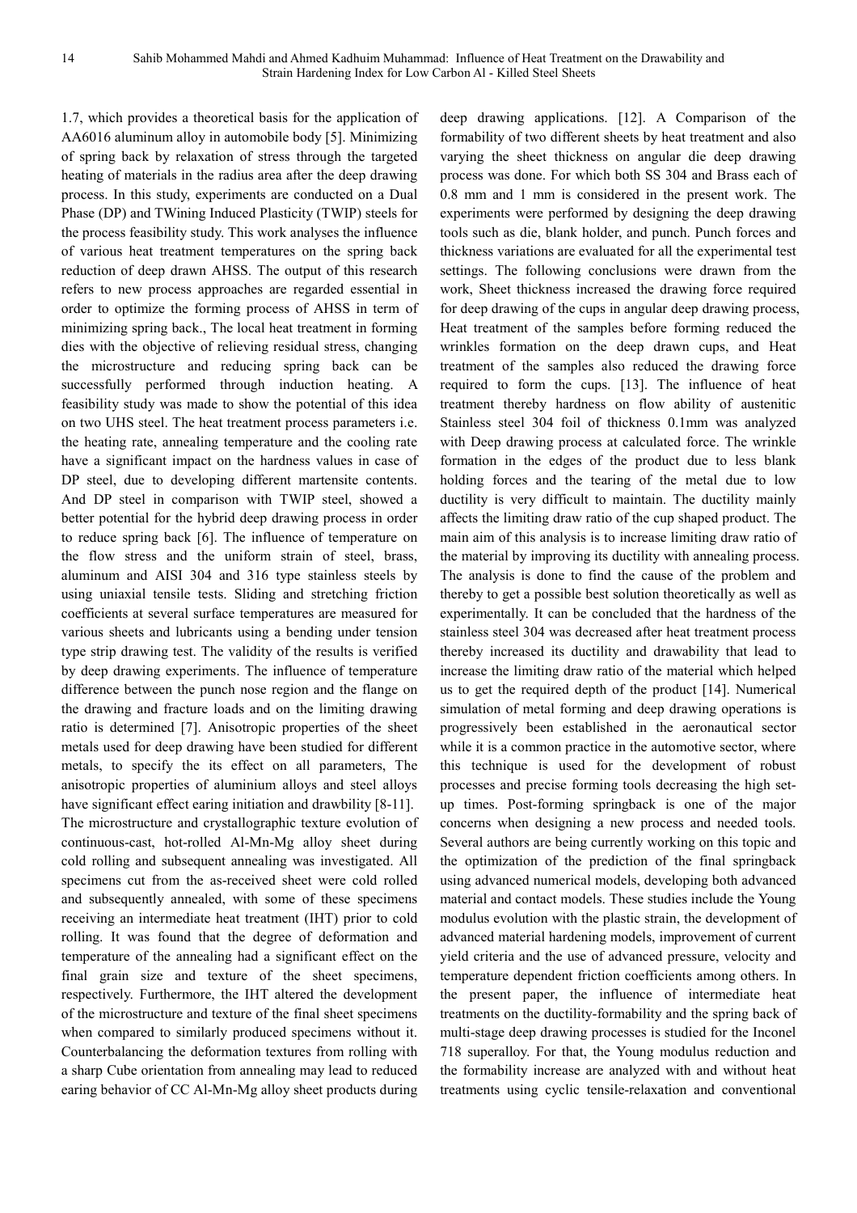1.7, which provides a theoretical basis for the application of AA6016 aluminum alloy in automobile body [5]. Minimizing of spring back by relaxation of stress through the targeted heating of materials in the radius area after the deep drawing process. In this study, experiments are conducted on a Dual Phase (DP) and TWining Induced Plasticity (TWIP) steels for the process feasibility study. This work analyses the influence of various heat treatment temperatures on the spring back reduction of deep drawn AHSS. The output of this research refers to new process approaches are regarded essential in order to optimize the forming process of AHSS in term of minimizing spring back., The local heat treatment in forming dies with the objective of relieving residual stress, changing the microstructure and reducing spring back can be successfully performed through induction heating. A feasibility study was made to show the potential of this idea on two UHS steel. The heat treatment process parameters i.e. the heating rate, annealing temperature and the cooling rate have a significant impact on the hardness values in case of DP steel, due to developing different martensite contents. And DP steel in comparison with TWIP steel, showed a better potential for the hybrid deep drawing process in order to reduce spring back [6]. The influence of temperature on the flow stress and the uniform strain of steel, brass, aluminum and AISI 304 and 316 type stainless steels by using uniaxial tensile tests. Sliding and stretching friction coefficients at several surface temperatures are measured for various sheets and lubricants using a bending under tension type strip drawing test. The validity of the results is verified by deep drawing experiments. The influence of temperature difference between the punch nose region and the flange on the drawing and fracture loads and on the limiting drawing ratio is determined [7]. Anisotropic properties of the sheet metals used for deep drawing have been studied for different metals, to specify the its effect on all parameters, The anisotropic properties of aluminium alloys and steel alloys have significant effect earing initiation and drawbility [8-11].

The microstructure and crystallographic texture evolution of continuous-cast, hot-rolled Al-Mn-Mg alloy sheet during cold rolling and subsequent annealing was investigated. All specimens cut from the as-received sheet were cold rolled and subsequently annealed, with some of these specimens receiving an intermediate heat treatment (IHT) prior to cold rolling. It was found that the degree of deformation and temperature of the annealing had a significant effect on the final grain size and texture of the sheet specimens, respectively. Furthermore, the IHT altered the development of the microstructure and texture of the final sheet specimens when compared to similarly produced specimens without it. Counterbalancing the deformation textures from rolling with a sharp Cube orientation from annealing may lead to reduced earing behavior of CC Al-Mn-Mg alloy sheet products during deep drawing applications. [12]. A Comparison of the formability of two different sheets by heat treatment and also varying the sheet thickness on angular die deep drawing process was done. For which both SS 304 and Brass each of 0.8 mm and 1 mm is considered in the present work. The experiments were performed by designing the deep drawing tools such as die, blank holder, and punch. Punch forces and thickness variations are evaluated for all the experimental test settings. The following conclusions were drawn from the work, Sheet thickness increased the drawing force required for deep drawing of the cups in angular deep drawing process, Heat treatment of the samples before forming reduced the wrinkles formation on the deep drawn cups, and Heat treatment of the samples also reduced the drawing force required to form the cups. [13]. The influence of heat treatment thereby hardness on flow ability of austenitic Stainless steel 304 foil of thickness 0.1mm was analyzed with Deep drawing process at calculated force. The wrinkle formation in the edges of the product due to less blank holding forces and the tearing of the metal due to low ductility is very difficult to maintain. The ductility mainly affects the limiting draw ratio of the cup shaped product. The main aim of this analysis is to increase limiting draw ratio of the material by improving its ductility with annealing process. The analysis is done to find the cause of the problem and thereby to get a possible best solution theoretically as well as experimentally. It can be concluded that the hardness of the stainless steel 304 was decreased after heat treatment process thereby increased its ductility and drawability that lead to increase the limiting draw ratio of the material which helped us to get the required depth of the product [14]. Numerical simulation of metal forming and deep drawing operations is progressively been established in the aeronautical sector while it is a common practice in the automotive sector, where this technique is used for the development of robust processes and precise forming tools decreasing the high set-up times. Post-forming springback is one of the major concerns when designing a new process and needed tools. Several authors are being currently working on this topic and the optimization of the prediction of the final springback using advanced numerical models, developing both advanced material and contact models. These studies include the Young modulus evolution with the plastic strain, the development of advanced material hardening models, improvement of current yield criteria and the use of advanced pressure, velocity and temperature dependent friction coefficients among others. In the present paper, the influence of intermediate heat treatments on the ductility-formability and the spring back of multi-stage deep drawing processes is studied for the Inconel 718 superalloy. For that, the Young modulus reduction and the formability increase are analyzed with and without heat treatments using cyclic tensile-relaxation and conventional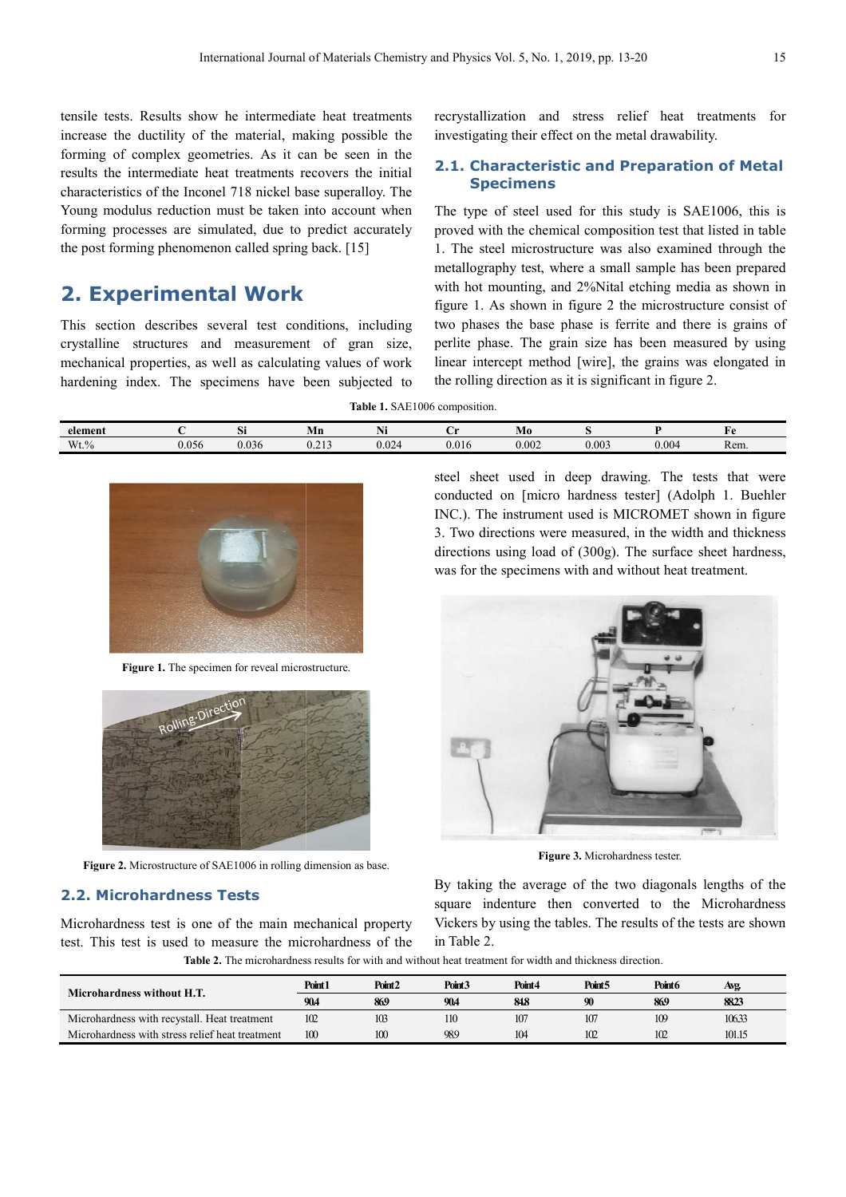tensile tests. Results show he intermediate heat treatments increase the ductility of the material, making possible the forming of complex geometries. As it can be seen in the results the intermediate heat treatments recovers the initial characteristics of the Inconel 718 nickel base superalloy. The Young modulus reduction must be taken into account when forming processes are simulated, due to predict accurately the post forming phenomenon called spring back. [15]

## 2. Experimental Work

This section describes several test conditions, including crystalline structures and measurement of gran size, mechanical properties, as well as calculating values of work hardening index. The specimens have been subjected to recrystallization and stress relief heat treatments for investigating their effect on the metal drawability.

### 2.1. Characteristic and Preparation of Metal Specimens

The type of steel used for this study is SAE1006, this is proved with the chemical composition test that listed in table 1. The steel microstructure was also examined through the metallography test, where a small sample has been prepared with hot mounting, and 2%Nital etching media as shown in figure 1. As shown in figure 2 the microstructure consist of two phases the base phase is ferrite and there is grains of perlite phase. The grain size has been measured by using linear intercept method [wire], the grains was elongated in the rolling direction as it is significant in figure 2.

**Table 1.** SAE1006 composition.

| element | C | Si | Mn | Ni | Cr | Mo | S | P | Fe |
|---|---|---|---|---|---|---|---|---|---|
| Wt.% | 0.056 | 0.036 | 0.213 | 0.024 | 0.016 | 0.002 | 0.003 | 0.004 | Rem. |

**Figure 1.** The specimen for reveal microstructure.

**Figure 2.** Microstructure of SAE1006 in rolling dimension as base.

### 2.2. Microhardness Tests

Microhardness test is one of the main mechanical property test. This test is used to measure the microhardness of the steel sheet used in deep drawing. The tests that were conducted on [micro hardness tester] (Adolph 1. Buehler INC.). The instrument used is MICROMET shown in figure 3. Two directions were measured, in the width and thickness directions using load of (300g). The surface sheet hardness, was for the specimens with and without heat treatment.

**Figure 3.** Microhardness tester.

By taking the average of the two diagonals lengths of the square indenture then converted to the Microhardness Vickers by using the tables. The results of the tests are shown in Table 2.

**Table 2.** The microhardness results for with and without heat treatment for width and thickness direction.

| Microhardness without H.T. | Point1 | Point2 | Point3 | Point4 | Point5 | Point6 | Avg. |
|---|---|---|---|---|---|---|---|
| | 90.4 | 86.9 | 90.4 | 84.8 | 90 | 86.9 | 88.23 |
| Microhardness with recystall. Heat treatment | 102 | 103 | 110 | 107 | 107 | 109 | 106.33 |
| Microhardness with stress relief heat treatment | 100 | 100 | 98.9 | 104 | 102 | 102 | 101.15 |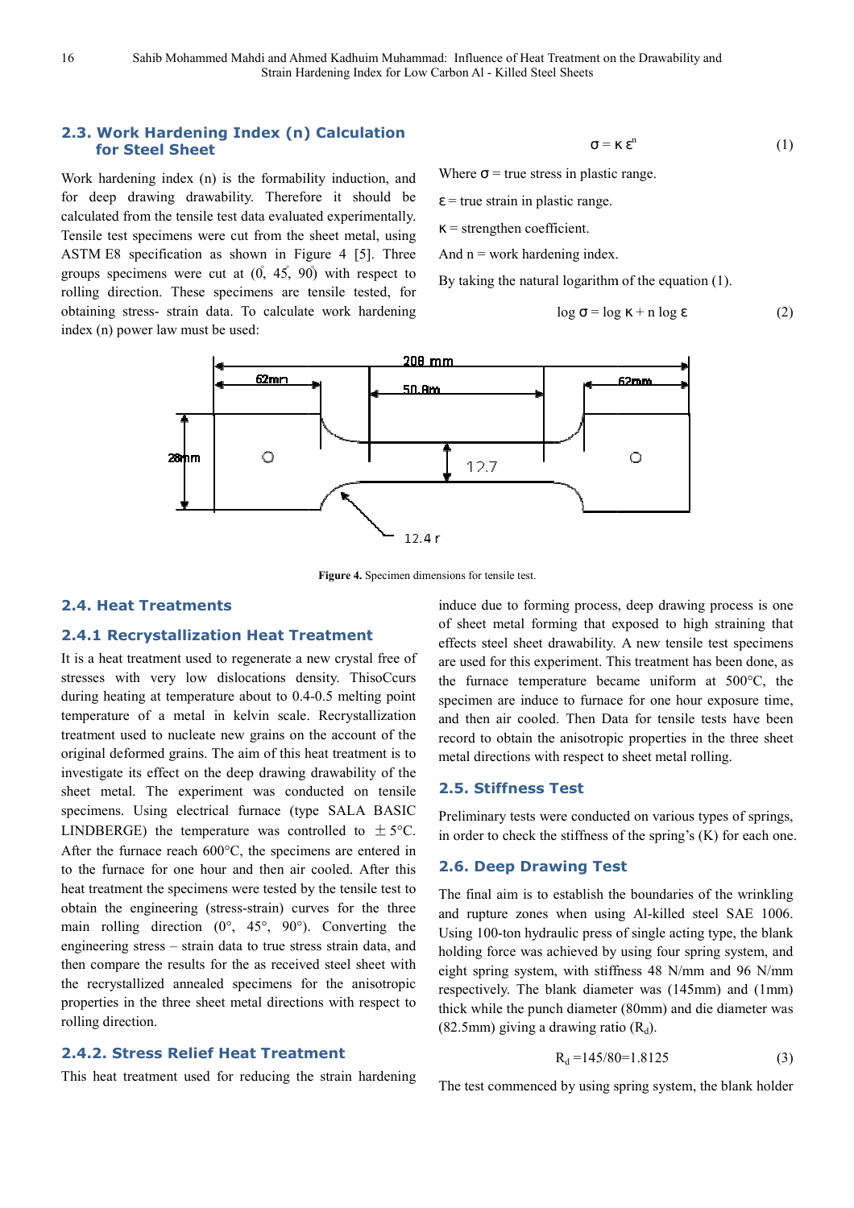## 2.3. Work Hardening Index (n) Calculation for Steel Sheet

Work hardening index (n) is the formability induction, and for deep drawing drawability. Therefore it should be calculated from the tensile test data evaluated experimentally. Tensile test specimens were cut from the sheet metal, using ASTM E8 specification as shown in Figure 4 [5]. Three groups specimens were cut at (0°, 45°, 90°) with respect to rolling direction. These specimens are tensile tested, for obtaining stress- strain data. To calculate work hardening index (n) power law must be used:

$$\sigma = \kappa \varepsilon^{n} \quad (1)$$

Where $\sigma$ = true stress in plastic range.

$\varepsilon$ = true strain in plastic range.

$\kappa$ = strengthen coefficient.

And n = work hardening index.

By taking the natural logarithm of the equation (1).

$$\log \sigma = \log \kappa + n \log \varepsilon \quad (2)$$

**Figure 4.** Specimen dimensions for tensile test.

## 2.4. Heat Treatments

### 2.4.1 Recrystallization Heat Treatment

It is a heat treatment used to regenerate a new crystal free of stresses with very low dislocations density. ThisoCcurs during heating at temperature about to 0.4-0.5 melting point temperature of a metal in kelvin scale. Recrystallization treatment used to nucleate new grains on the account of the original deformed grains. The aim of this heat treatment is to investigate its effect on the deep drawing drawability of the sheet metal. The experiment was conducted on tensile specimens. Using electrical furnace (type SALA BASIC LINDBERGE) the temperature was controlled to $\pm$ 5°C. After the furnace reach 600°C, the specimens are entered in to the furnace for one hour and then air cooled. After this heat treatment the specimens were tested by the tensile test to obtain the engineering (stress-strain) curves for the three main rolling direction (0°, 45°, 90°). Converting the engineering stress – strain data to true stress strain data, and then compare the results for the as received steel sheet with the recrystallized annealed specimens for the anisotropic properties in the three sheet metal directions with respect to rolling direction.

### 2.4.2. Stress Relief Heat Treatment

This heat treatment used for reducing the strain hardening induce due to forming process, deep drawing process is one of sheet metal forming that exposed to high straining that effects steel sheet drawability. A new tensile test specimens are used for this experiment. This treatment has been done, as the furnace temperature became uniform at 500°C, the specimen are induce to furnace for one hour exposure time, and then air cooled. Then Data for tensile tests have been record to obtain the anisotropic properties in the three sheet metal directions with respect to sheet metal rolling.

## 2.5. Stiffness Test

Preliminary tests were conducted on various types of springs, in order to check the stiffness of the spring's (K) for each one.

## 2.6. Deep Drawing Test

The final aim is to establish the boundaries of the wrinkling and rupture zones when using Al-killed steel SAE 1006. Using 100-ton hydraulic press of single acting type, the blank holding force was achieved by using four spring system, and eight spring system, with stiffness 48 N/mm and 96 N/mm respectively. The blank diameter was (145mm) and (1mm) thick while the punch diameter (80mm) and die diameter was (82.5mm) giving a drawing ratio ($R_d$).

$$R_d = 145/80 = 1.8125 \quad (3)$$

The test commenced by using spring system, the blank holder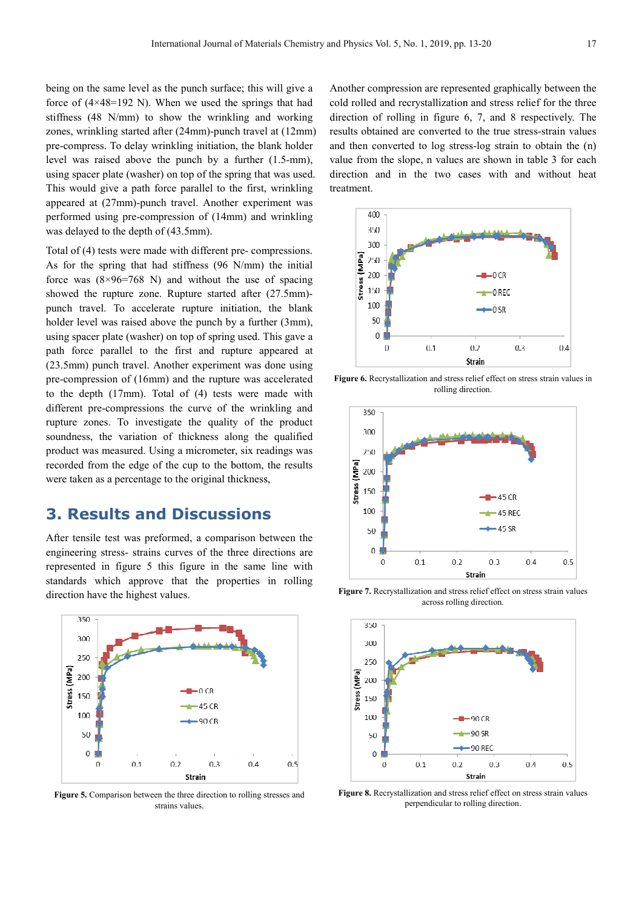being on the same level as the punch surface; this will give a force of (4×48=192 N). When we used the springs that had stiffness (48 N/mm) to show the wrinkling and working zones, wrinkling started after (24mm)-punch travel at (12mm) pre-compress. To delay wrinkling initiation, the blank holder level was raised above the punch by a further (1.5-mm), using spacer plate (washer) on top of the spring that was used. This would give a path force parallel to the first, wrinkling appeared at (27mm)-punch travel. Another experiment was performed using pre-compression of (14mm) and wrinkling was delayed to the depth of (43.5mm).

Total of (4) tests were made with different pre- compressions. As for the spring that had stiffness (96 N/mm) the initial force was (8×96=768 N) and without the use of spacing showed the rupture zone. Rupture started after (27.5mm)-punch travel. To accelerate rupture initiation, the blank holder level was raised above the punch by a further (3mm), using spacer plate (washer) on top of spring used. This gave a path force parallel to the first and rupture appeared at (23.5mm) punch travel. Another experiment was done using pre-compression of (16mm) and the rupture was accelerated to the depth (17mm). Total of (4) tests were made with different pre-compressions the curve of the wrinkling and rupture zones. To investigate the quality of the product soundness, the variation of thickness along the qualified product was measured. Using a micrometer, six readings was recorded from the edge of the cup to the bottom, the results were taken as a percentage to the original thickness,

## 3. Results and Discussions

After tensile test was preformed, a comparison between the engineering stress- strains curves of the three directions are represented in figure 5 this figure in the same line with standards which approve that the properties in rolling direction have the highest values.

**Figure 5.** Comparison between the three direction to rolling stresses and strains values.

Another compression are represented graphically between the cold rolled and recrystallization and stress relief for the three direction of rolling in figure 6, 7, and 8 respectively. The results obtained are converted to the true stress-strain values and then converted to log stress-log strain to obtain the (n) value from the slope, n values are shown in table 3 for each direction and in the two cases with and without heat treatment.

**Figure 6.** Recrystallization and stress relief effect on stress strain values in rolling direction.

**Figure 7.** Recrystallization and stress relief effect on stress strain values across rolling direction.

**Figure 8.** Recrystallization and stress relief effect on stress strain values perpendicular to rolling direction.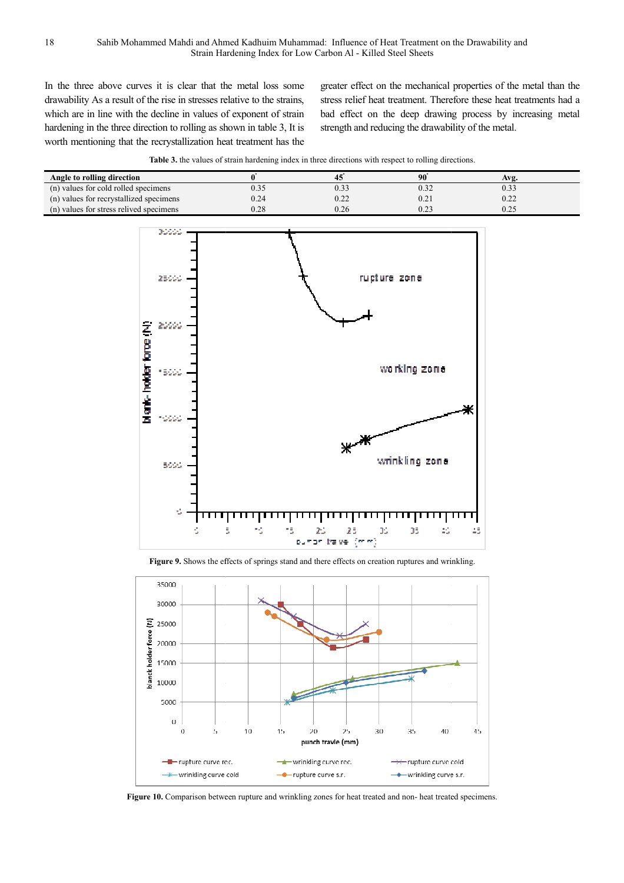In the three above curves it is clear that the metal loss some drawability As a result of the rise in stresses relative to the strains, which are in line with the decline in values of exponent of strain hardening in the three direction to rolling as shown in table 3, It is worth mentioning that the recrystallization heat treatment has the greater effect on the mechanical properties of the metal than the stress relief heat treatment. Therefore these heat treatments had a bad effect on the deep drawing process by increasing metal strength and reducing the drawability of the metal.

**Table 3.** the values of strain hardening index in three directions with respect to rolling directions.

| Angle to rolling direction | 0° | 45° | 90° | Avg. |
|---|---|---|---|---|
| (n) values for cold rolled specimens | 0.35 | 0.33 | 0.32 | 0.33 |
| (n) values for recrystallized specimens | 0.24 | 0.22 | 0.21 | 0.22 |
| (n) values for stress relived specimens | 0.28 | 0.26 | 0.23 | 0.25 |

**Figure 9.** Shows the effects of springs stand and there effects on creation ruptures and wrinkling.

**Figure 10.** Comparison between rupture and wrinkling zones for heat treated and non- heat treated specimens.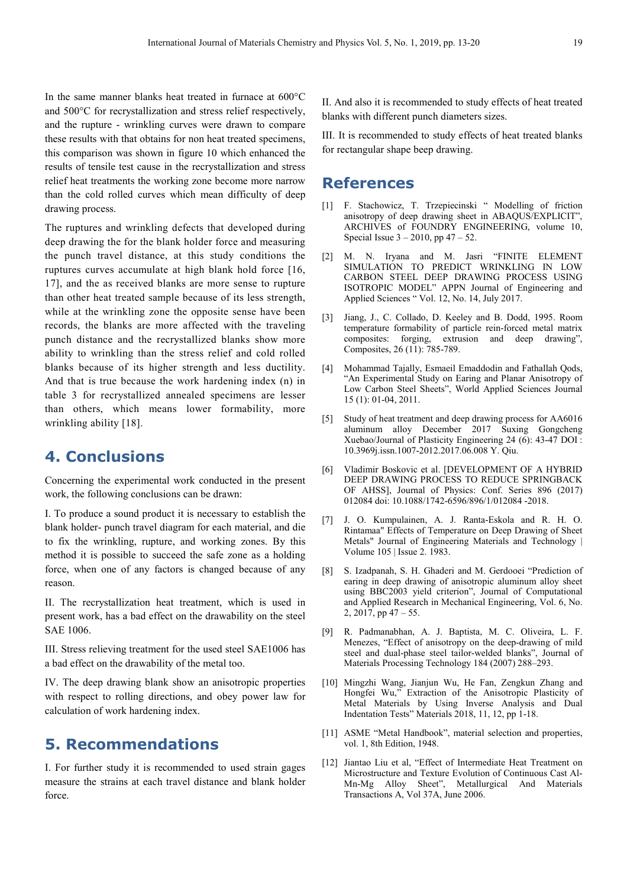In the same manner blanks heat treated in furnace at 600°C and 500°C for recrystallization and stress relief respectively, and the rupture - wrinkling curves were drawn to compare these results with that obtains for non heat treated specimens, this comparison was shown in figure 10 which enhanced the results of tensile test cause in the recrystallization and stress relief heat treatments the working zone become more narrow than the cold rolled curves which mean difficulty of deep drawing process.

The ruptures and wrinkling defects that developed during deep drawing the for the blank holder force and measuring the punch travel distance, at this study conditions the ruptures curves accumulate at high blank hold force [16, 17], and the as received blanks are more sense to rupture than other heat treated sample because of its less strength, while at the wrinkling zone the opposite sense have been records, the blanks are more affected with the traveling punch distance and the recrystallized blanks show more ability to wrinkling than the stress relief and cold rolled blanks because of its higher strength and less ductility. And that is true because the work hardening index (n) in table 3 for recrystallized annealed specimens are lesser than others, which means lower formability, more wrinkling ability [18].

## 4. Conclusions

Concerning the experimental work conducted in the present work, the following conclusions can be drawn:

I. To produce a sound product it is necessary to establish the blank holder- punch travel diagram for each material, and die to fix the wrinkling, rupture, and working zones. By this method it is possible to succeed the safe zone as a holding force, when one of any factors is changed because of any reason.

II. The recrystallization heat treatment, which is used in present work, has a bad effect on the drawability on the steel SAE 1006.

III. Stress relieving treatment for the used steel SAE1006 has a bad effect on the drawability of the metal too.

IV. The deep drawing blank show an anisotropic properties with respect to rolling directions, and obey power law for calculation of work hardening index.

## 5. Recommendations

I. For further study it is recommended to used strain gages measure the strains at each travel distance and blank holder force.

II. And also it is recommended to study effects of heat treated blanks with different punch diameters sizes.

III. It is recommended to study effects of heat treated blanks for rectangular shape beep drawing.

## References

[1] F. Stachowicz, T. Trzepiecinski " Modelling of friction anisotropy of deep drawing sheet in ABAQUS/EXPLICIT", ARCHIVES of FOUNDRY ENGINEERING, volume 10, Special Issue 3 – 2010, pp 47 – 52.

[2] M. N. Iryana and M. Jasri "FINITE ELEMENT SIMULATION TO PREDICT WRINKLING IN LOW CARBON STEEL DEEP DRAWING PROCESS USING ISOTROPIC MODEL" APPN Journal of Engineering and Applied Sciences " Vol. 12, No. 14, July 2017.

[3] Jiang, J., C. Collado, D. Keeley and B. Dodd, 1995. Room temperature formability of particle rein-forced metal matrix composites: forging, extrusion and deep drawing", Composites, 26 (11): 785-789.

[4] Mohammad Tajally, Esmaeil Emaddodin and Fathallah Qods, "An Experimental Study on Earing and Planar Anisotropy of Low Carbon Steel Sheets", World Applied Sciences Journal 15 (1): 01-04, 2011.

[5] Study of heat treatment and deep drawing process for AA6016 aluminum alloy December 2017 Suxing Gongcheng Xuebao/Journal of Plasticity Engineering 24 (6): 43-47 DOI : 10.3969j.issn.1007-2012.2017.06.008 Y. Qiu.

[6] Vladimir Boskovic et al. [DEVELOPMENT OF A HYBRID DEEP DRAWING PROCESS TO REDUCE SPRINGBACK OF AHSS], Journal of Physics: Conf. Series 896 (2017) 012084 doi: 10.1088/1742-6596/896/1/012084 -2018.

[7] J. O. Kumpulainen, A. J. Ranta-Eskola and R. H. O. Rintamaa" Effects of Temperature on Deep Drawing of Sheet Metals" Journal of Engineering Materials and Technology | Volume 105 | Issue 2. 1983.

[8] S. Izadpanah, S. H. Ghaderi and M. Gerdooei "Prediction of earing in deep drawing of anisotropic aluminum alloy sheet using BBC2003 yield criterion", Journal of Computational and Applied Research in Mechanical Engineering, Vol. 6, No. 2, 2017, pp 47 – 55.

[9] R. Padmanabhan, A. J. Baptista, M. C. Oliveira, L. F. Menezes, "Effect of anisotropy on the deep-drawing of mild steel and dual-phase steel tailor-welded blanks", Journal of Materials Processing Technology 184 (2007) 288–293.

[10] Mingzhi Wang, Jianjun Wu, He Fan, Zengkun Zhang and Hongfei Wu," Extraction of the Anisotropic Plasticity of Metal Materials by Using Inverse Analysis and Dual Indentation Tests" Materials 2018, 11, 12, pp 1-18.

[11] ASME "Metal Handbook", material selection and properties, vol. 1, 8th Edition, 1948.

[12] Jiantao Liu et al, "Effect of Intermediate Heat Treatment on Microstructure and Texture Evolution of Continuous Cast Al-Mn-Mg Alloy Sheet", Metallurgical And Materials Transactions A, Vol 37A, June 2006.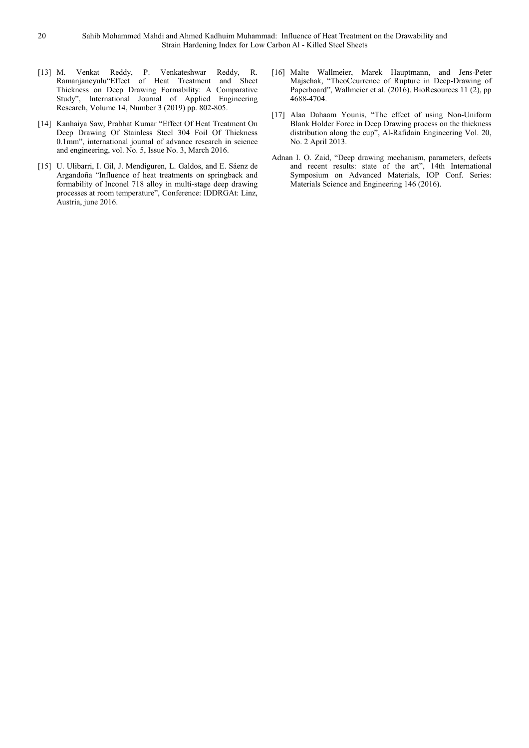[13] M. Venkat Reddy, P. Venkateshwar Reddy, R. Ramanjaneyulu"Effect of Heat Treatment and Sheet Thickness on Deep Drawing Formability: A Comparative Study", International Journal of Applied Engineering Research, Volume 14, Number 3 (2019) pp. 802-805.

[14] Kanhaiya Saw, Prabhat Kumar "Effect Of Heat Treatment On Deep Drawing Of Stainless Steel 304 Foil Of Thickness 0.1mm", international journal of advance research in science and engineering, vol. No. 5, Issue No. 3, March 2016.

[15] U. Ulibarri, I. Gil, J. Mendiguren, L. Galdos, and E. Sáenz de Argandoña "Influence of heat treatments on springback and formability of Inconel 718 alloy in multi-stage deep drawing processes at room temperature", Conference: IDDRGAt: Linz, Austria, june 2016.

[16] Malte Wallmeier, Marek Hauptmann, and Jens-Peter Majschak, "TheoCcurrence of Rupture in Deep-Drawing of Paperboard", Wallmeier et al. (2016). BioResources 11 (2), pp 4688-4704.

[17] Alaa Dahaam Younis, "The effect of using Non-Uniform Blank Holder Force in Deep Drawing process on the thickness distribution along the cup", Al-Rafidain Engineering Vol. 20, No. 2 April 2013.

Adnan I. O. Zaid, "Deep drawing mechanism, parameters, defects and recent results: state of the art", 14th International Symposium on Advanced Materials, IOP Conf. Series: Materials Science and Engineering 146 (2016).